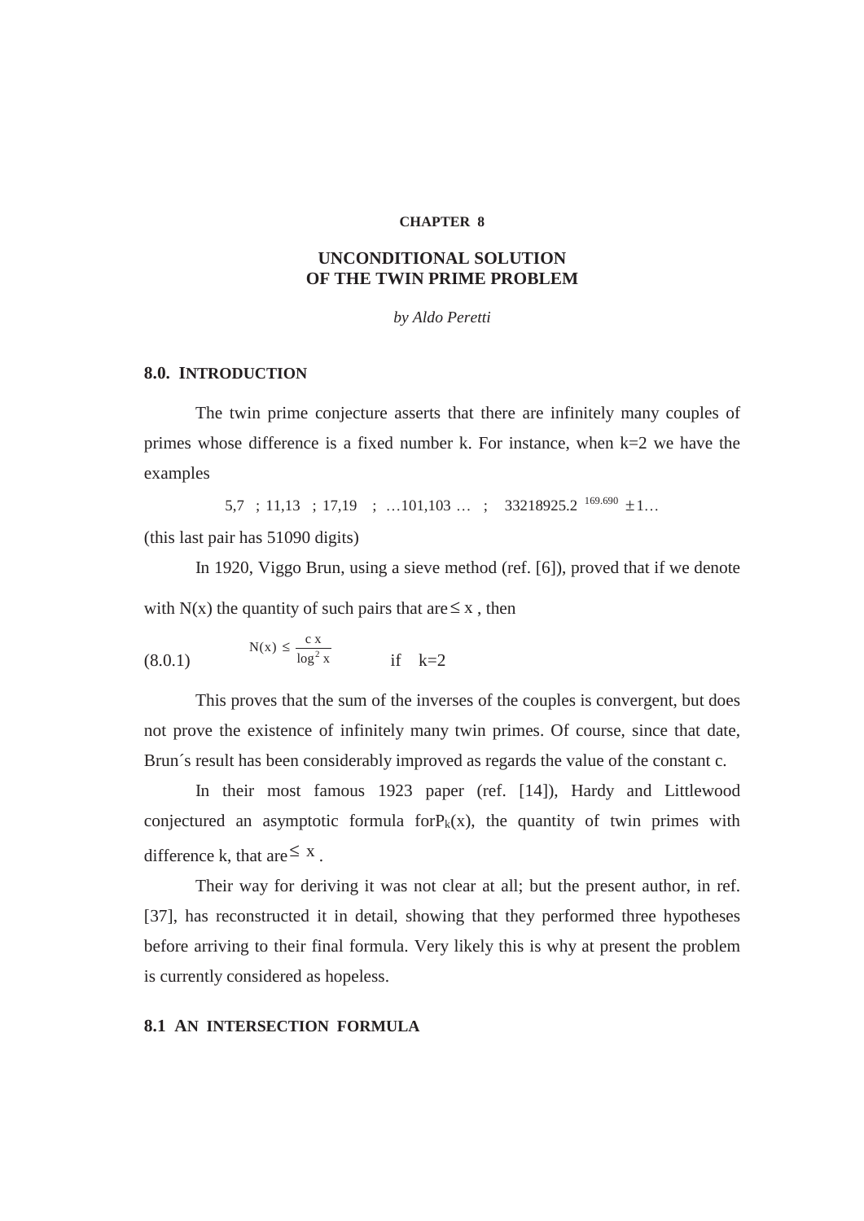**CHAPTER 8**

# UNCONDITIONAL SOLUTION OF THE TWIN PRIME PROBLEM

*by Aldo Peretti*

## 8.0. INTRODUCTION

The twin prime conjecture asserts that there are infinitely many couples of primes whose difference is a fixed number k. For instance, when k=2 we have the examples

$$5,7 \;\; ; \; 11,13 \;\; ; \; 17,19 \;\; ; \; \ldots 101,103 \ldots \;\; ; \;\; 33218925.2^{\,169.690} \pm 1 \ldots$$

(this last pair has 51090 digits)

In 1920, Viggo Brun, using a sieve method (ref. [6]), proved that if we denote with N(x) the quantity of such pairs that are $\leq x$, then

$$N(x) \leq \frac{c\,x}{\log^2 x} \qquad \text{if} \quad k=2 \tag{8.0.1}$$

This proves that the sum of the inverses of the couples is convergent, but does not prove the existence of infinitely many twin primes. Of course, since that date, Brun´s result has been considerably improved as regards the value of the constant c.

In their most famous 1923 paper (ref. [14]), Hardy and Littlewood conjectured an asymptotic formula for $P_k(x)$, the quantity of twin primes with difference k, that are $\leq x$.

Their way for deriving it was not clear at all; but the present author, in ref. [37], has reconstructed it in detail, showing that they performed three hypotheses before arriving to their final formula. Very likely this is why at present the problem is currently considered as hopeless.

## 8.1 AN INTERSECTION FORMULA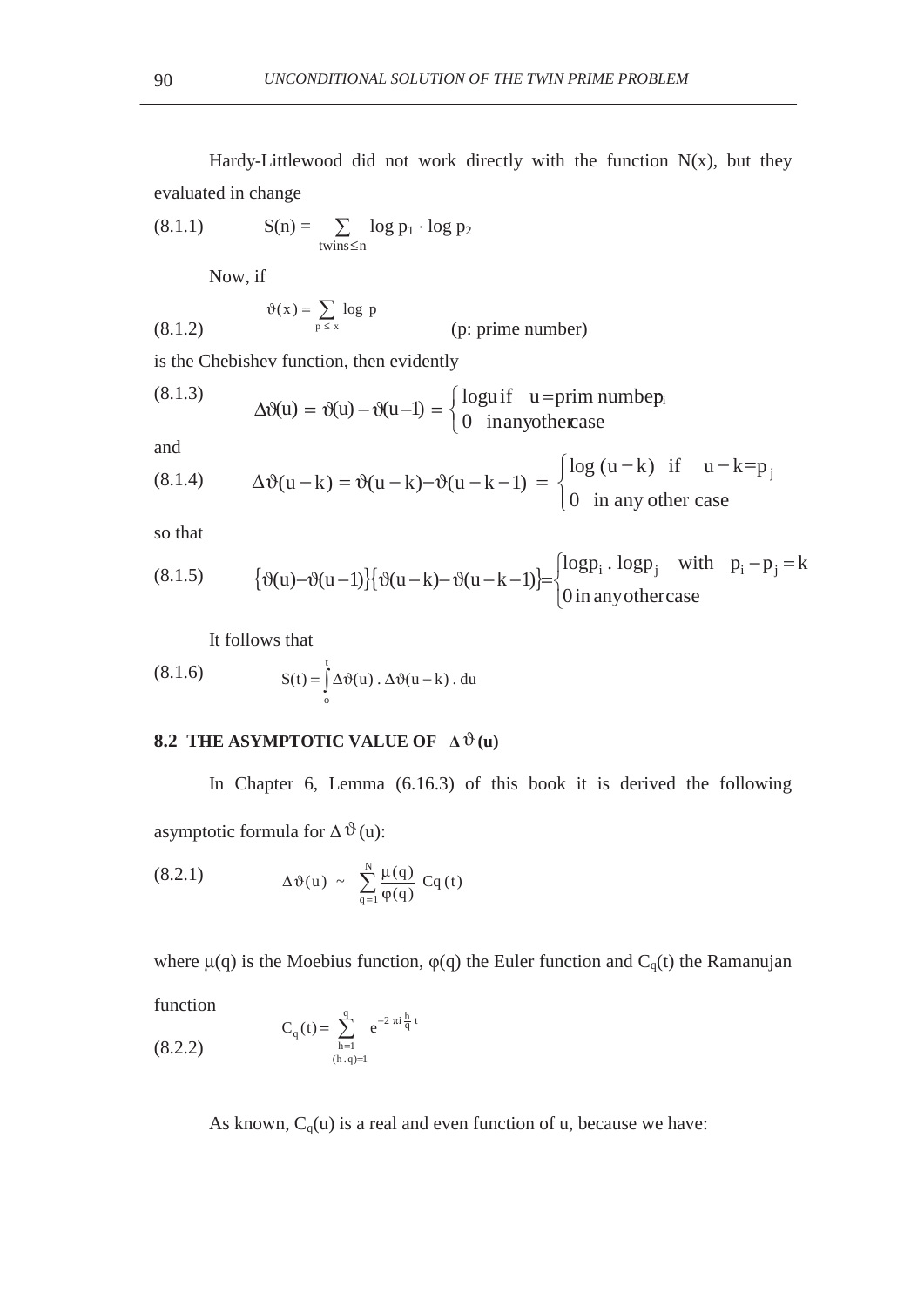Hardy-Littlewood did not work directly with the function N(x), but they evaluated in change

(8.1.1) $$S(n) = \sum_{\text{twins} \le n} \log p_1 \cdot \log p_2$$

Now, if

(8.1.2) $$\vartheta(x) = \sum_{p \le x} \log p \qquad \text{(p: prime number)}$$

is the Chebishev function, then evidently

(8.1.3) $$\Delta\vartheta(u) = \vartheta(u) - \vartheta(u-1) = \begin{cases} \log u \text{ if } \quad u = \text{prim number } p_i \\ 0 \quad \text{in any other case} \end{cases}$$

and

(8.1.4) $$\Delta\vartheta(u-k) = \vartheta(u-k) - \vartheta(u-k-1) = \begin{cases} \log(u-k) \quad \text{if} \quad u-k = p_j \\ 0 \quad \text{in any other case} \end{cases}$$

so that

(8.1.5) $$\{\vartheta(u) - \vartheta(u-1)\}\{\vartheta(u-k) - \vartheta(u-k-1)\} = \begin{cases} \log p_i \,.\, \log p_j \quad \text{with} \quad p_i - p_j = k \\ 0 \text{ in any other case} \end{cases}$$

It follows that

(8.1.6) $$S(t) = \int_o^t \Delta\vartheta(u) \,.\, \Delta\vartheta(u-k) \,.\, du$$

## 8.2 THE ASYMPTOTIC VALUE OF $\Delta\vartheta(u)$

In Chapter 6, Lemma (6.16.3) of this book it is derived the following asymptotic formula for $\Delta\vartheta(u)$:

(8.2.1) $$\Delta\vartheta(u) \sim \sum_{q=1}^{N} \frac{\mu(q)}{\varphi(q)} \, Cq(t)$$

where $\mu(q)$ is the Moebius function, $\varphi(q)$ the Euler function and $C_q(t)$ the Ramanujan function

(8.2.2) $$C_q(t) = \sum_{\substack{h=1 \\ (h.q)=1}}^{q} e^{-2\pi i \frac{h}{q} t}$$

As known, $C_q(u)$ is a real and even function of u, because we have: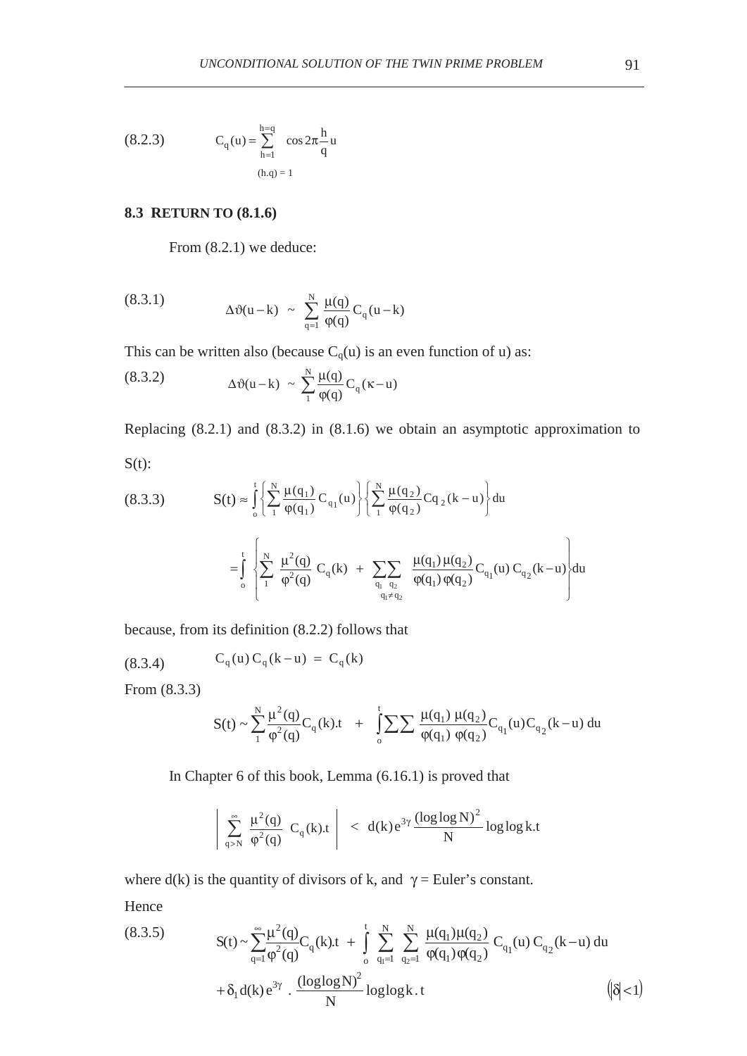$$
\text{(8.2.3)} \qquad C_q(u) = \sum_{\substack{h=1 \\ (h.q)=1}}^{h=q} \cos 2\pi \frac{h}{q} u
$$

### 8.3 RETURN TO (8.1.6)

From (8.2.1) we deduce:

$$
\text{(8.3.1)} \qquad \Delta\vartheta(u-k) \sim \sum_{q=1}^{N} \frac{\mu(q)}{\varphi(q)} C_q(u-k)
$$

This can be written also (because $C_q(u)$ is an even function of u) as:

$$
\text{(8.3.2)} \qquad \Delta\vartheta(u-k) \sim \sum_{1}^{N} \frac{\mu(q)}{\varphi(q)} C_q(\kappa - u)
$$

Replacing (8.2.1) and (8.3.2) in (8.1.6) we obtain an asymptotic approximation to S(t):

$$
\text{(8.3.3)} \qquad S(t) \approx \int_{o}^{t} \left\{ \sum_{1}^{N} \frac{\mu(q_1)}{\varphi(q_1)} C_{q_1}(u) \right\} \left\{ \sum_{1}^{N} \frac{\mu(q_2)}{\varphi(q_2)} Cq_2(k-u) \right\} du
$$

$$
= \int_{o}^{t} \left\{ \sum_{1}^{N} \frac{\mu^2(q)}{\varphi^2(q)} C_q(k) + \sum_{q_1} \sum_{\substack{q_2 \\ q_1 \neq q_2}} \frac{\mu(q_1)\mu(q_2)}{\varphi(q_1)\varphi(q_2)} C_{q_1}(u) C_{q_2}(k-u) \right\} du
$$

because, from its definition (8.2.2) follows that

$$
\text{(8.3.4)} \qquad C_q(u) C_q(k-u) = C_q(k)
$$

From (8.3.3)

$$
S(t) \sim \sum_{1}^{N} \frac{\mu^2(q)}{\varphi^2(q)} C_q(k).t + \int_{o}^{t} \sum\sum \frac{\mu(q_1)\,\mu(q_2)}{\varphi(q_1)\,\varphi(q_2)} C_{q_1}(u) C_{q_2}(k-u)\, du
$$

In Chapter 6 of this book, Lemma (6.16.1) is proved that

$$
\left| \sum_{q>N}^{\infty} \frac{\mu^2(q)}{\varphi^2(q)} C_q(k).t \right| < d(k) e^{3\gamma} \frac{(\log\log N)^2}{N} \log\log k.t
$$

where d(k) is the quantity of divisors of k, and $\gamma$ = Euler's constant.

Hence

$$
\text{(8.3.5)} \qquad S(t) \sim \sum_{q=1}^{\infty} \frac{\mu^2(q)}{\varphi^2(q)} C_q(k).t + \int_{o}^{t} \sum_{q_1=1}^{N} \sum_{q_2=1}^{N} \frac{\mu(q_1)\mu(q_2)}{\varphi(q_1)\varphi(q_2)} C_{q_1}(u) C_{q_2}(k-u)\, du
$$

$$
+ \delta_1 d(k) e^{3\gamma} \cdot \frac{(\log\log N)^2}{N} \log\log k \,.\, t \qquad \left(|\delta| < 1\right)
$$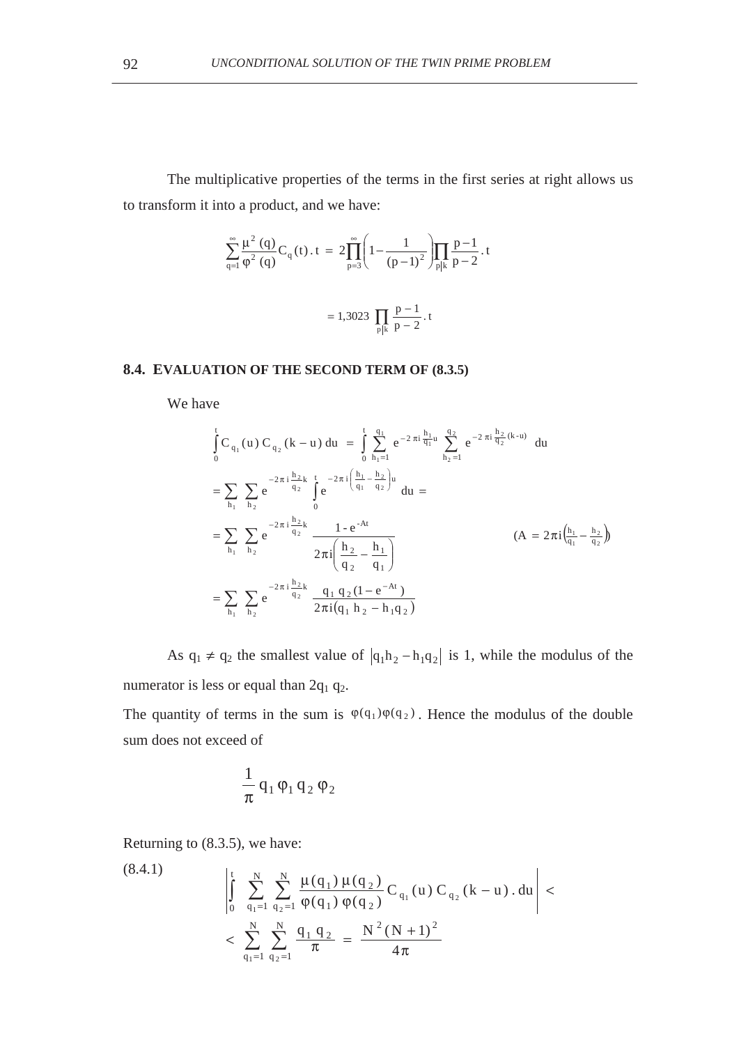The multiplicative properties of the terms in the first series at right allows us to transform it into a product, and we have:

$$\sum_{q=1}^{\infty} \frac{\mu^2(q)}{\varphi^2(q)} C_q(t) . t = 2\prod_{p=3}^{\infty}\left(1-\frac{1}{(p-1)^2}\right)\prod_{p|k}\frac{p-1}{p-2} . t$$

$$= 1{,}3023 \prod_{p|k}\frac{p-1}{p-2} . t$$

### 8.4. EVALUATION OF THE SECOND TERM OF (8.3.5)

We have

$$\int_0^t C_{q_1}(u)\, C_{q_2}(k-u)\, du = \int_0^t \sum_{h_1=1}^{q_1} e^{-2\pi i \frac{h_1}{q_1} u} \sum_{h_2=1}^{q_2} e^{-2\pi i \frac{h_2}{q_2}(k-u)}\, du$$

$$= \sum_{h_1}\sum_{h_2} e^{-2\pi i \frac{h_2}{q_2} k} \int_0^t e^{-2\pi i\left(\frac{h_1}{q_1}-\frac{h_2}{q_2}\right)u}\, du =$$

$$= \sum_{h_1}\sum_{h_2} e^{-2\pi i \frac{h_2}{q_2} k} \frac{1-e^{-At}}{2\pi i\left(\frac{h_2}{q_2}-\frac{h_1}{q_1}\right)} \qquad \left(A = 2\pi i\left(\tfrac{h_1}{q_1}-\tfrac{h_2}{q_2}\right)\right)$$

$$= \sum_{h_1}\sum_{h_2} e^{-2\pi i \frac{h_2}{q_2} k} \frac{q_1 q_2 (1-e^{-At})}{2\pi i (q_1 h_2 - h_1 q_2)}$$

As $q_1 \neq q_2$ the smallest value of $|q_1 h_2 - h_1 q_2|$ is 1, while the modulus of the numerator is less or equal than $2q_1 q_2$.

The quantity of terms in the sum is $\varphi(q_1)\varphi(q_2)$. Hence the modulus of the double sum does not exceed of

$$\frac{1}{\pi} q_1 \varphi_1 q_2 \varphi_2$$

Returning to (8.3.5), we have:

(8.4.1)
$$\left|\int_0^t \sum_{q_1=1}^{N}\sum_{q_2=1}^{N} \frac{\mu(q_1)\,\mu(q_2)}{\varphi(q_1)\,\varphi(q_2)} C_{q_1}(u)\, C_{q_2}(k-u)\, .\, du\right| <$$

$$< \sum_{q_1=1}^{N}\sum_{q_2=1}^{N} \frac{q_1 q_2}{\pi} = \frac{N^2(N+1)^2}{4\pi}$$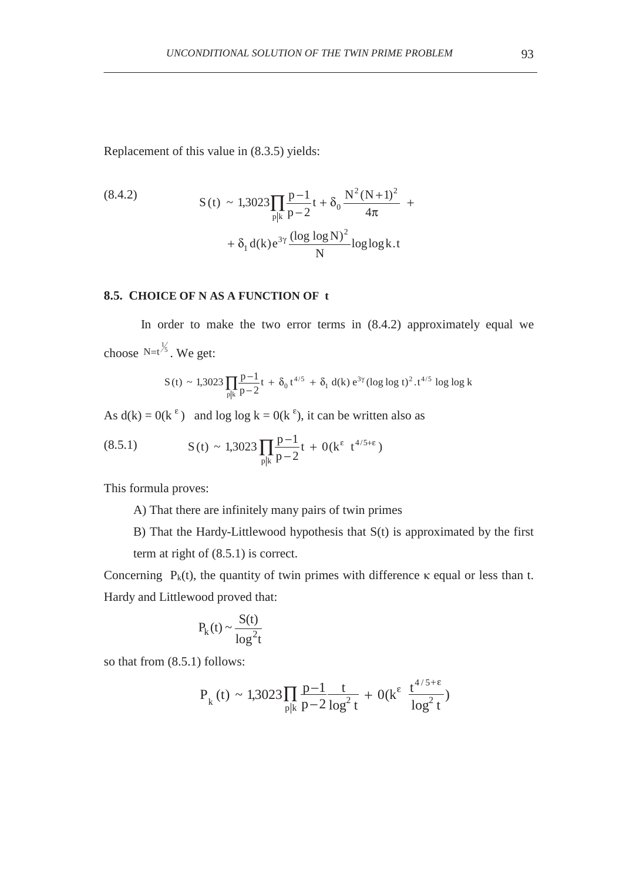Replacement of this value in (8.3.5) yields:

(8.4.2)

$$S(t) \sim 1{,}3023 \prod_{p|k} \frac{p-1}{p-2} t + \delta_0 \frac{N^2 (N+1)^2}{4\pi} +$$

$$+ \delta_1 d(k) e^{3\gamma} \frac{(\log \log N)^2}{N} \log \log k . t$$

### 8.5. CHOICE OF N AS A FUNCTION OF t

In order to make the two error terms in (8.4.2) approximately equal we choose $N = t^{1/5}$. We get:

$$S(t) \sim 1{,}3023 \prod_{p|k} \frac{p-1}{p-2} t + \delta_0 t^{4/5} + \delta_1 d(k) e^{3\gamma} (\log \log t)^2 . t^{4/5} \log \log k$$

As $d(k) = 0(k^{\varepsilon})$ and $\log \log k = 0(k^{\varepsilon})$, it can be written also as

(8.5.1)

$$S(t) \sim 1{,}3023 \prod_{p|k} \frac{p-1}{p-2} t + 0(k^{\varepsilon} \; t^{4/5+\varepsilon})$$

This formula proves:

A) That there are infinitely many pairs of twin primes

B) That the Hardy-Littlewood hypothesis that S(t) is approximated by the first term at right of (8.5.1) is correct.

Concerning $P_k(t)$, the quantity of twin primes with difference $\kappa$ equal or less than t. Hardy and Littlewood proved that:

$$P_k(t) \sim \frac{S(t)}{\log^2 t}$$

so that from (8.5.1) follows:

$$P_k(t) \sim 1{,}3023 \prod_{p|k} \frac{p-1}{p-2} \frac{t}{\log^2 t} + 0(k^{\varepsilon} \; \frac{t^{4/5+\varepsilon}}{\log^2 t})$$